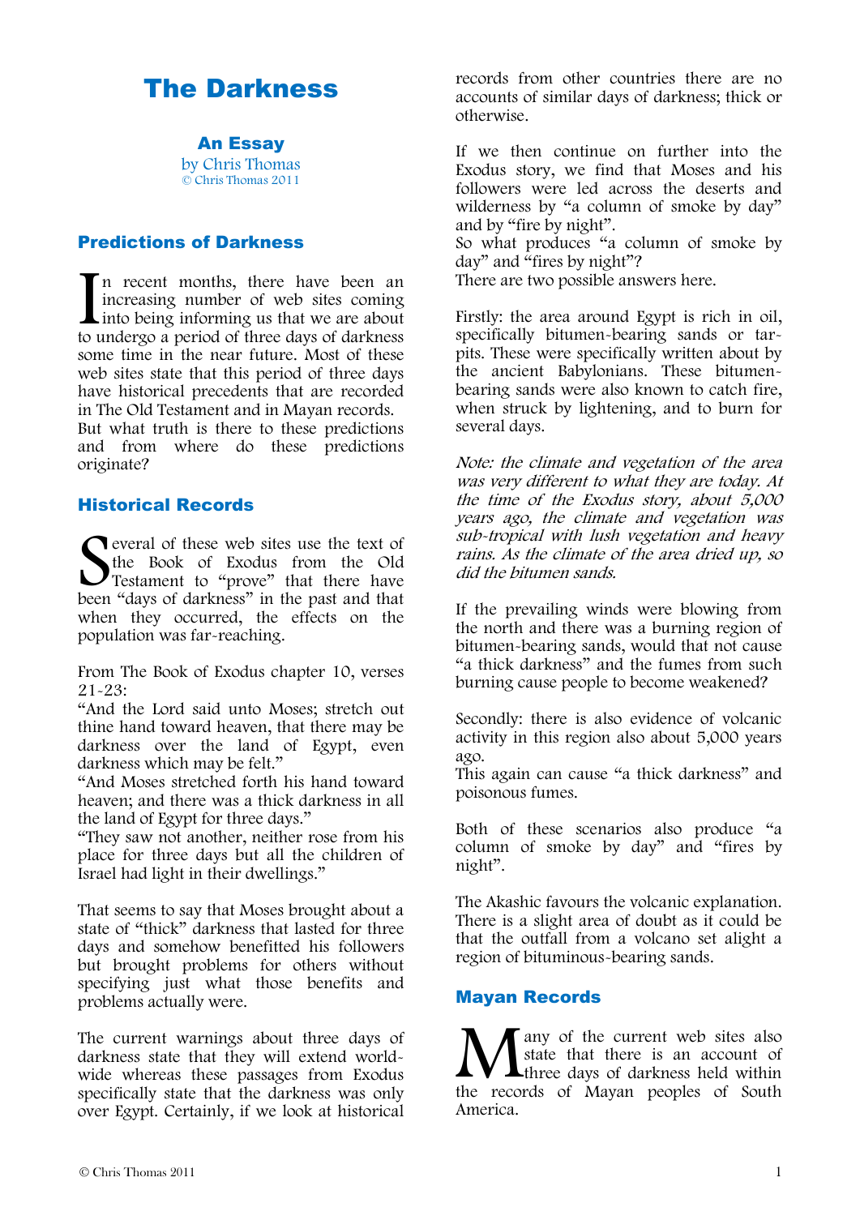# The Darkness

## An Essay

by Chris Thomas
© Chris Thomas 2011

## Predictions of Darkness

In recent months, there have been an increasing number of web sites coming into being informing us that we are about to undergo a period of three days of darkness some time in the near future. Most of these web sites state that this period of three days have historical precedents that are recorded in The Old Testament and in Mayan records. But what truth is there to these predictions and from where do these predictions originate?

## Historical Records

Several of these web sites use the text of the Book of Exodus from the Old Testament to "prove" that there have been "days of darkness" in the past and that when they occurred, the effects on the population was far-reaching.

From The Book of Exodus chapter 10, verses 21-23:
"And the Lord said unto Moses; stretch out thine hand toward heaven, that there may be darkness over the land of Egypt, even darkness which may be felt."
"And Moses stretched forth his hand toward heaven; and there was a thick darkness in all the land of Egypt for three days."
"They saw not another, neither rose from his place for three days but all the children of Israel had light in their dwellings."

That seems to say that Moses brought about a state of "thick" darkness that lasted for three days and somehow benefitted his followers but brought problems for others without specifying just what those benefits and problems actually were.

The current warnings about three days of darkness state that they will extend world-wide whereas these passages from Exodus specifically state that the darkness was only over Egypt. Certainly, if we look at historical records from other countries there are no accounts of similar days of darkness; thick or otherwise.

If we then continue on further into the Exodus story, we find that Moses and his followers were led across the deserts and wilderness by "a column of smoke by day" and by "fire by night".
So what produces "a column of smoke by day" and "fires by night"?
There are two possible answers here.

Firstly: the area around Egypt is rich in oil, specifically bitumen-bearing sands or tar-pits. These were specifically written about by the ancient Babylonians. These bitumen-bearing sands were also known to catch fire, when struck by lightening, and to burn for several days.

*Note: the climate and vegetation of the area was very different to what they are today. At the time of the Exodus story, about 5,000 years ago, the climate and vegetation was sub-tropical with lush vegetation and heavy rains. As the climate of the area dried up, so did the bitumen sands.*

If the prevailing winds were blowing from the north and there was a burning region of bitumen-bearing sands, would that not cause "a thick darkness" and the fumes from such burning cause people to become weakened?

Secondly: there is also evidence of volcanic activity in this region also about 5,000 years ago.
This again can cause "a thick darkness" and poisonous fumes.

Both of these scenarios also produce "a column of smoke by day" and "fires by night".

The Akashic favours the volcanic explanation. There is a slight area of doubt as it could be that the outfall from a volcano set alight a region of bituminous-bearing sands.

## Mayan Records

Many of the current web sites also state that there is an account of three days of darkness held within the records of Mayan peoples of South America.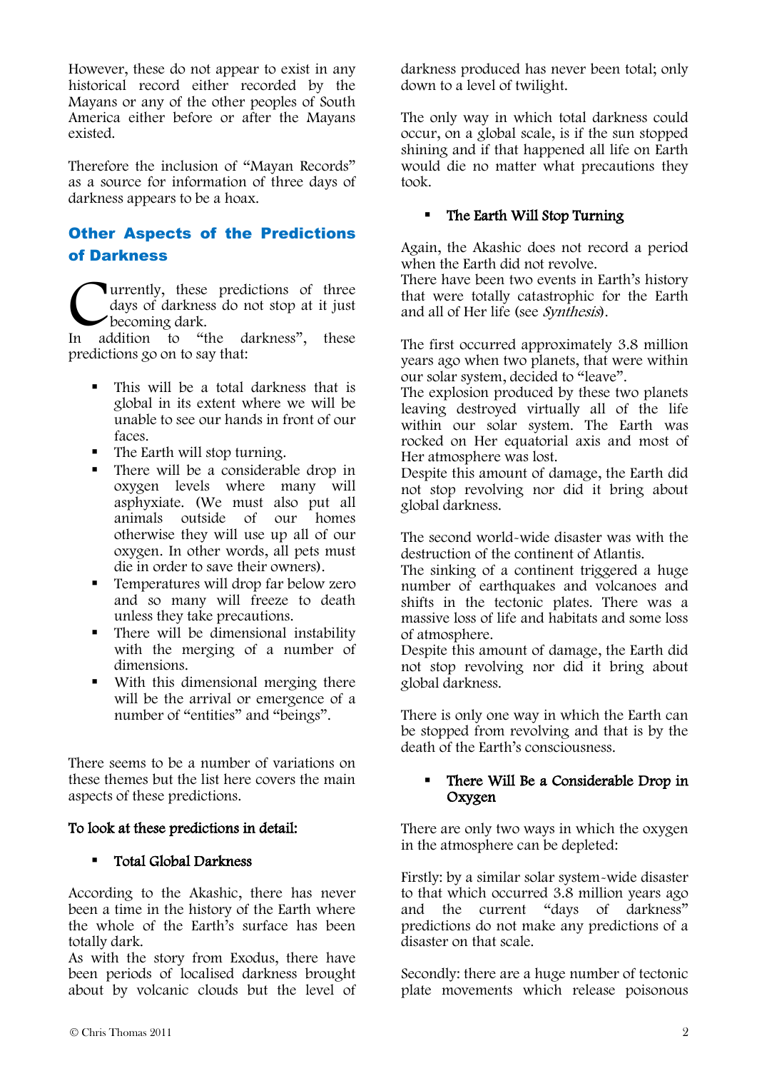However, these do not appear to exist in any historical record either recorded by the Mayans or any of the other peoples of South America either before or after the Mayans existed.

Therefore the inclusion of "Mayan Records" as a source for information of three days of darkness appears to be a hoax.

## Other Aspects of the Predictions of Darkness

Currently, these predictions of three days of darkness do not stop at it just becoming dark.
In addition to "the darkness", these predictions go on to say that:

- This will be a total darkness that is global in its extent where we will be unable to see our hands in front of our faces.
- The Earth will stop turning.
- There will be a considerable drop in oxygen levels where many will asphyxiate. (We must also put all animals outside of our homes otherwise they will use up all of our oxygen. In other words, all pets must die in order to save their owners).
- Temperatures will drop far below zero and so many will freeze to death unless they take precautions.
- There will be dimensional instability with the merging of a number of dimensions.
- With this dimensional merging there will be the arrival or emergence of a number of "entities" and "beings".

There seems to be a number of variations on these themes but the list here covers the main aspects of these predictions.

**To look at these predictions in detail:**

- **Total Global Darkness**

According to the Akashic, there has never been a time in the history of the Earth where the whole of the Earth's surface has been totally dark.
As with the story from Exodus, there have been periods of localised darkness brought about by volcanic clouds but the level of darkness produced has never been total; only down to a level of twilight.

The only way in which total darkness could occur, on a global scale, is if the sun stopped shining and if that happened all life on Earth would die no matter what precautions they took.

- **The Earth Will Stop Turning**

Again, the Akashic does not record a period when the Earth did not revolve.
There have been two events in Earth's history that were totally catastrophic for the Earth and all of Her life (see *Synthesis*).

The first occurred approximately 3.8 million years ago when two planets, that were within our solar system, decided to "leave".
The explosion produced by these two planets leaving destroyed virtually all of the life within our solar system. The Earth was rocked on Her equatorial axis and most of Her atmosphere was lost.
Despite this amount of damage, the Earth did not stop revolving nor did it bring about global darkness.

The second world-wide disaster was with the destruction of the continent of Atlantis.
The sinking of a continent triggered a huge number of earthquakes and volcanoes and shifts in the tectonic plates. There was a massive loss of life and habitats and some loss of atmosphere.
Despite this amount of damage, the Earth did not stop revolving nor did it bring about global darkness.

There is only one way in which the Earth can be stopped from revolving and that is by the death of the Earth's consciousness.

- **There Will Be a Considerable Drop in Oxygen**

There are only two ways in which the oxygen in the atmosphere can be depleted:

Firstly: by a similar solar system-wide disaster to that which occurred 3.8 million years ago and the current "days of darkness" predictions do not make any predictions of a disaster on that scale.

Secondly: there are a huge number of tectonic plate movements which release poisonous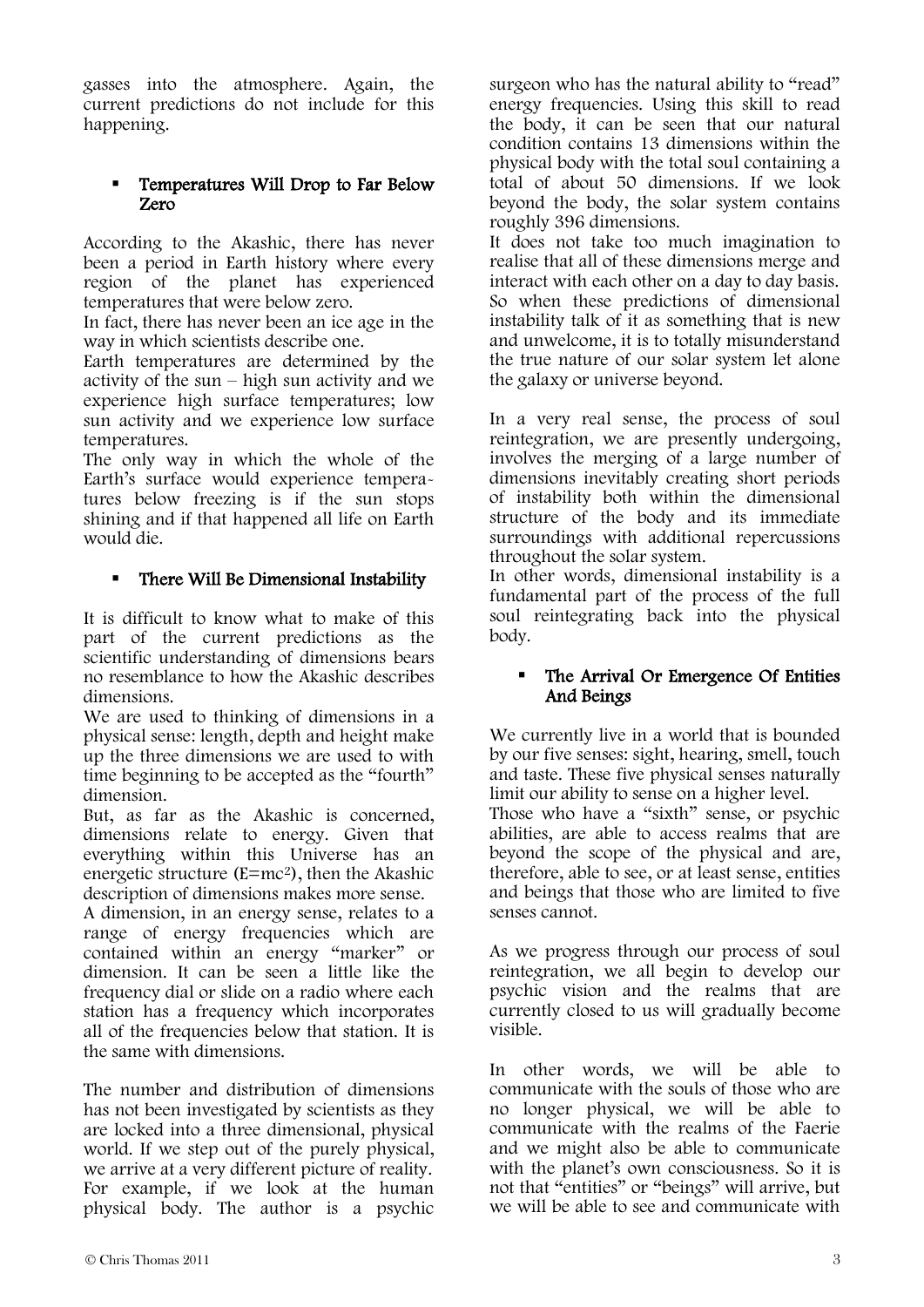gasses into the atmosphere. Again, the current predictions do not include for this happening.

- **Temperatures Will Drop to Far Below Zero**

According to the Akashic, there has never been a period in Earth history where every region of the planet has experienced temperatures that were below zero.

In fact, there has never been an ice age in the way in which scientists describe one.

Earth temperatures are determined by the activity of the sun – high sun activity and we experience high surface temperatures; low sun activity and we experience low surface temperatures.

The only way in which the whole of the Earth's surface would experience temperatures below freezing is if the sun stops shining and if that happened all life on Earth would die.

- **There Will Be Dimensional Instability**

It is difficult to know what to make of this part of the current predictions as the scientific understanding of dimensions bears no resemblance to how the Akashic describes dimensions.

We are used to thinking of dimensions in a physical sense: length, depth and height make up the three dimensions we are used to with time beginning to be accepted as the "fourth" dimension.

But, as far as the Akashic is concerned, dimensions relate to energy. Given that everything within this Universe has an energetic structure ($E=mc^2$), then the Akashic description of dimensions makes more sense.

A dimension, in an energy sense, relates to a range of energy frequencies which are contained within an energy "marker" or dimension. It can be seen a little like the frequency dial or slide on a radio where each station has a frequency which incorporates all of the frequencies below that station. It is the same with dimensions.

The number and distribution of dimensions has not been investigated by scientists as they are locked into a three dimensional, physical world. If we step out of the purely physical, we arrive at a very different picture of reality. For example, if we look at the human physical body. The author is a psychic surgeon who has the natural ability to "read" energy frequencies. Using this skill to read the body, it can be seen that our natural condition contains 13 dimensions within the physical body with the total soul containing a total of about 50 dimensions. If we look beyond the body, the solar system contains roughly 396 dimensions.

It does not take too much imagination to realise that all of these dimensions merge and interact with each other on a day to day basis. So when these predictions of dimensional instability talk of it as something that is new and unwelcome, it is to totally misunderstand the true nature of our solar system let alone the galaxy or universe beyond.

In a very real sense, the process of soul reintegration, we are presently undergoing, involves the merging of a large number of dimensions inevitably creating short periods of instability both within the dimensional structure of the body and its immediate surroundings with additional repercussions throughout the solar system.

In other words, dimensional instability is a fundamental part of the process of the full soul reintegrating back into the physical body.

- **The Arrival Or Emergence Of Entities And Beings**

We currently live in a world that is bounded by our five senses: sight, hearing, smell, touch and taste. These five physical senses naturally limit our ability to sense on a higher level.

Those who have a "sixth" sense, or psychic abilities, are able to access realms that are beyond the scope of the physical and are, therefore, able to see, or at least sense, entities and beings that those who are limited to five senses cannot.

As we progress through our process of soul reintegration, we all begin to develop our psychic vision and the realms that are currently closed to us will gradually become visible.

In other words, we will be able to communicate with the souls of those who are no longer physical, we will be able to communicate with the realms of the Faerie and we might also be able to communicate with the planet's own consciousness. So it is not that "entities" or "beings" will arrive, but we will be able to see and communicate with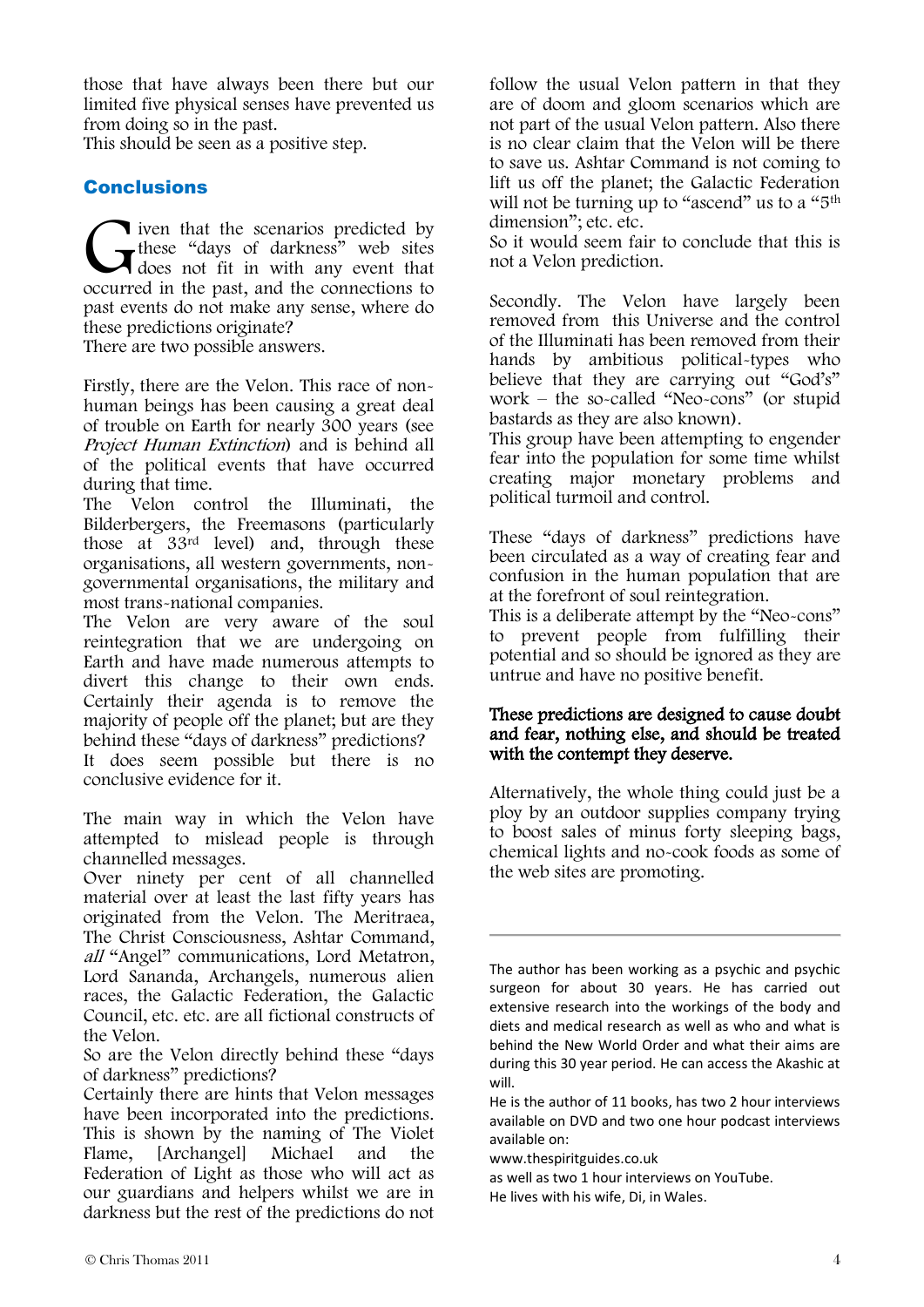those that have always been there but our limited five physical senses have prevented us from doing so in the past.
This should be seen as a positive step.

## Conclusions

Given that the scenarios predicted by these "days of darkness" web sites does not fit in with any event that occurred in the past, and the connections to past events do not make any sense, where do these predictions originate?
There are two possible answers.

Firstly, there are the Velon. This race of non-human beings has been causing a great deal of trouble on Earth for nearly 300 years (see *Project Human Extinction*) and is behind all of the political events that have occurred during that time.
The Velon control the Illuminati, the Bilderbergers, the Freemasons (particularly those at 33rd level) and, through these organisations, all western governments, non-governmental organisations, the military and most trans-national companies.
The Velon are very aware of the soul reintegration that we are undergoing on Earth and have made numerous attempts to divert this change to their own ends. Certainly their agenda is to remove the majority of people off the planet; but are they behind these "days of darkness" predictions? It does seem possible but there is no conclusive evidence for it.

The main way in which the Velon have attempted to mislead people is through channelled messages.
Over ninety per cent of all channelled material over at least the last fifty years has originated from the Velon. The Meritraea, The Christ Consciousness, Ashtar Command, *all* "Angel" communications, Lord Metatron, Lord Sananda, Archangels, numerous alien races, the Galactic Federation, the Galactic Council, etc. etc. are all fictional constructs of the Velon.
So are the Velon directly behind these "days of darkness" predictions?
Certainly there are hints that Velon messages have been incorporated into the predictions. This is shown by the naming of The Violet Flame, [Archangel] Michael and the Federation of Light as those who will act as our guardians and helpers whilst we are in darkness but the rest of the predictions do not follow the usual Velon pattern in that they are of doom and gloom scenarios which are not part of the usual Velon pattern. Also there is no clear claim that the Velon will be there to save us. Ashtar Command is not coming to lift us off the planet; the Galactic Federation will not be turning up to "ascend" us to a "5th dimension"; etc. etc.
So it would seem fair to conclude that this is not a Velon prediction.

Secondly. The Velon have largely been removed from this Universe and the control of the Illuminati has been removed from their hands by ambitious political-types who believe that they are carrying out "God's" work – the so-called "Neo-cons" (or stupid bastards as they are also known).
This group have been attempting to engender fear into the population for some time whilst creating major monetary problems and political turmoil and control.

These "days of darkness" predictions have been circulated as a way of creating fear and confusion in the human population that are at the forefront of soul reintegration.
This is a deliberate attempt by the "Neo-cons" to prevent people from fulfilling their potential and so should be ignored as they are untrue and have no positive benefit.

**These predictions are designed to cause doubt and fear, nothing else, and should be treated with the contempt they deserve.**

Alternatively, the whole thing could just be a ploy by an outdoor supplies company trying to boost sales of minus forty sleeping bags, chemical lights and no-cook foods as some of the web sites are promoting.

---

The author has been working as a psychic and psychic surgeon for about 30 years. He has carried out extensive research into the workings of the body and diets and medical research as well as who and what is behind the New World Order and what their aims are during this 30 year period. He can access the Akashic at will.
He is the author of 11 books, has two 2 hour interviews available on DVD and two one hour podcast interviews available on:
www.thespiritguides.co.uk
as well as two 1 hour interviews on YouTube.
He lives with his wife, Di, in Wales.

© Chris Thomas 2011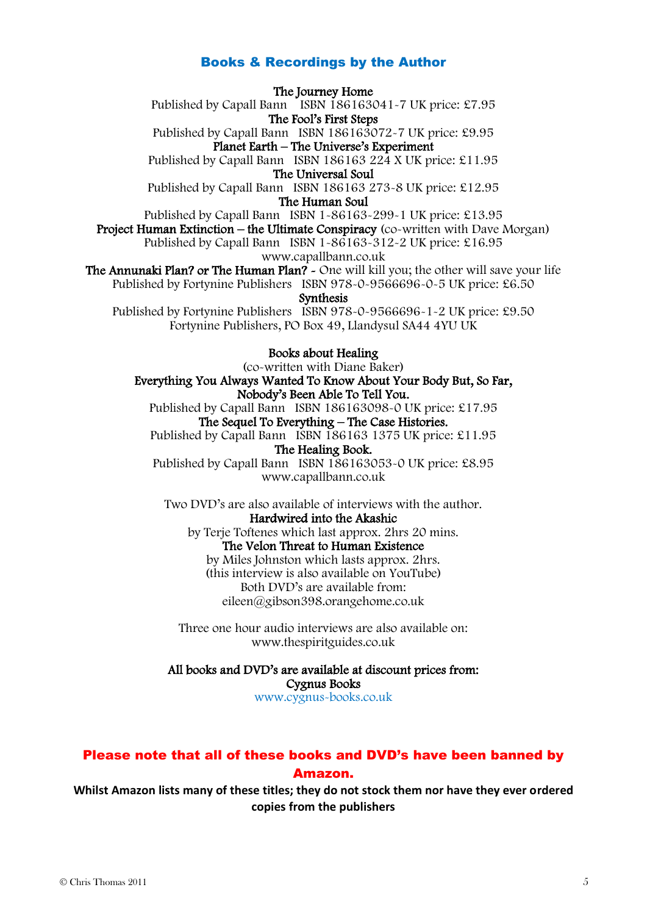## Books & Recordings by the Author

**The Journey Home**
Published by Capall Bann ISBN 186163041-7 UK price: £7.95

**The Fool's First Steps**
Published by Capall Bann ISBN 186163072-7 UK price: £9.95

**Planet Earth – The Universe's Experiment**
Published by Capall Bann ISBN 186163 224 X UK price: £11.95

**The Universal Soul**
Published by Capall Bann ISBN 186163 273-8 UK price: £12.95

**The Human Soul**
Published by Capall Bann ISBN 1-86163-299-1 UK price: £13.95

**Project Human Extinction – the Ultimate Conspiracy** (co-written with Dave Morgan)
Published by Capall Bann ISBN 1-86163-312-2 UK price: £16.95
www.capallbann.co.uk

**The Annunaki Plan? or The Human Plan? -** One will kill you; the other will save your life
Published by Fortynine Publishers ISBN 978-0-9566696-0-5 UK price: £6.50

**Synthesis**
Published by Fortynine Publishers ISBN 978-0-9566696-1-2 UK price: £9.50
Fortynine Publishers, PO Box 49, Llandysul SA44 4YU UK

**Books about Healing**
(co-written with Diane Baker)

**Everything You Always Wanted To Know About Your Body But, So Far, Nobody's Been Able To Tell You.**
Published by Capall Bann ISBN 186163098-0 UK price: £17.95

**The Sequel To Everything – The Case Histories.**
Published by Capall Bann ISBN 186163 1375 UK price: £11.95

**The Healing Book.**
Published by Capall Bann ISBN 186163053-0 UK price: £8.95
www.capallbann.co.uk

Two DVD's are also available of interviews with the author.

**Hardwired into the Akashic**
by Terje Toftenes which last approx. 2hrs 20 mins.

**The Velon Threat to Human Existence**
by Miles Johnston which lasts approx. 2hrs.
(this interview is also available on YouTube)
Both DVD's are available from:
eileen@gibson398.orangehome.co.uk

Three one hour audio interviews are also available on:
www.thespiritguides.co.uk

**All books and DVD's are available at discount prices from:**
**Cygnus Books**
www.cygnus-books.co.uk

**Please note that all of these books and DVD's have been banned by Amazon.**

**Whilst Amazon lists many of these titles; they do not stock them nor have they ever ordered copies from the publishers**

© Chris Thomas 2011